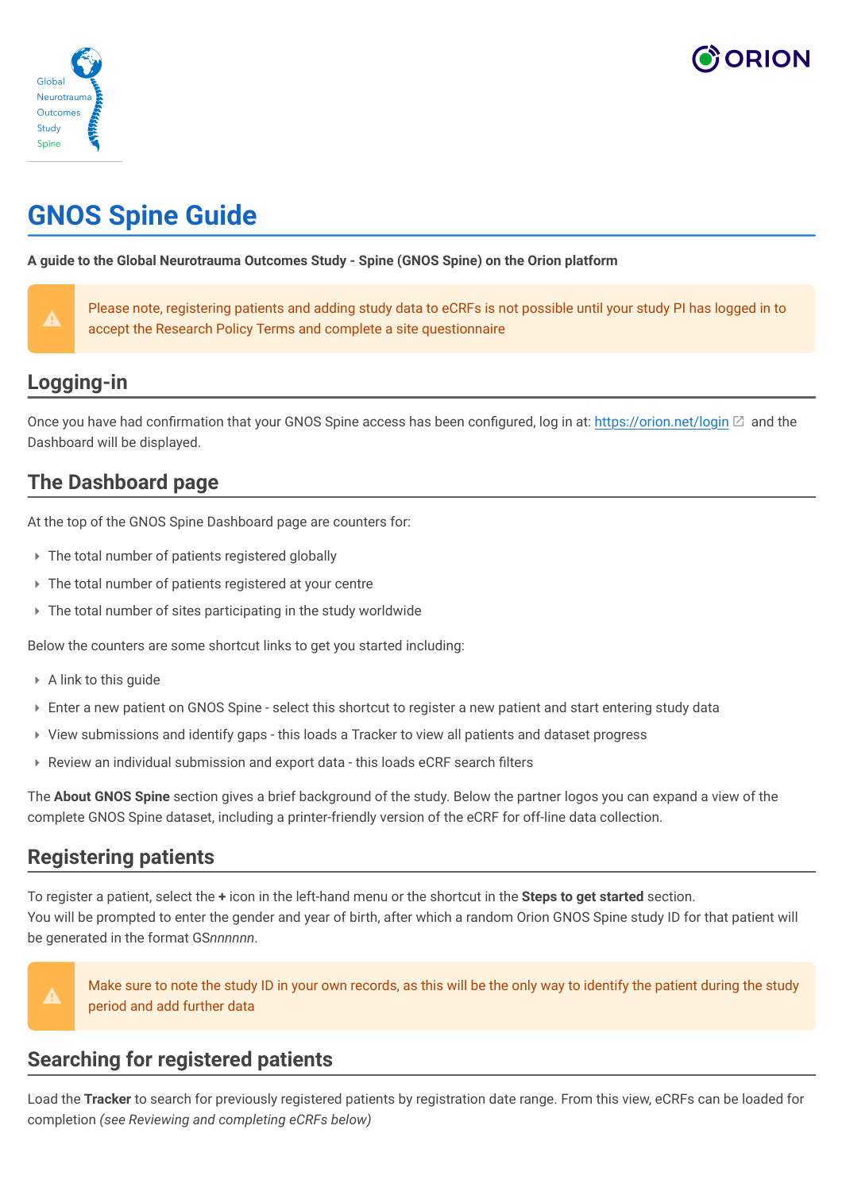# GNOS Spine Guide

**A guide to the Global Neurotrauma Outcomes Study - Spine (GNOS Spine) on the Orion platform**

> ⚠ Please note, registering patients and adding study data to eCRFs is not possible until your study PI has logged in to accept the Research Policy Terms and complete a site questionnaire

## Logging-in

Once you have had confirmation that your GNOS Spine access has been configured, log in at: https://orion.net/login and the Dashboard will be displayed.

## The Dashboard page

At the top of the GNOS Spine Dashboard page are counters for:

- The total number of patients registered globally
- The total number of patients registered at your centre
- The total number of sites participating in the study worldwide

Below the counters are some shortcut links to get you started including:

- A link to this guide
- Enter a new patient on GNOS Spine - select this shortcut to register a new patient and start entering study data
- View submissions and identify gaps - this loads a Tracker to view all patients and dataset progress
- Review an individual submission and export data - this loads eCRF search filters

The **About GNOS Spine** section gives a brief background of the study. Below the partner logos you can expand a view of the complete GNOS Spine dataset, including a printer-friendly version of the eCRF for off-line data collection.

## Registering patients

To register a patient, select the **+** icon in the left-hand menu or the shortcut in the **Steps to get started** section.
You will be prompted to enter the gender and year of birth, after which a random Orion GNOS Spine study ID for that patient will be generated in the format GS*nnnnnn*.

> ⚠ Make sure to note the study ID in your own records, as this will be the only way to identify the patient during the study period and add further data

## Searching for registered patients

Load the **Tracker** to search for previously registered patients by registration date range. From this view, eCRFs can be loaded for completion *(see Reviewing and completing eCRFs below)*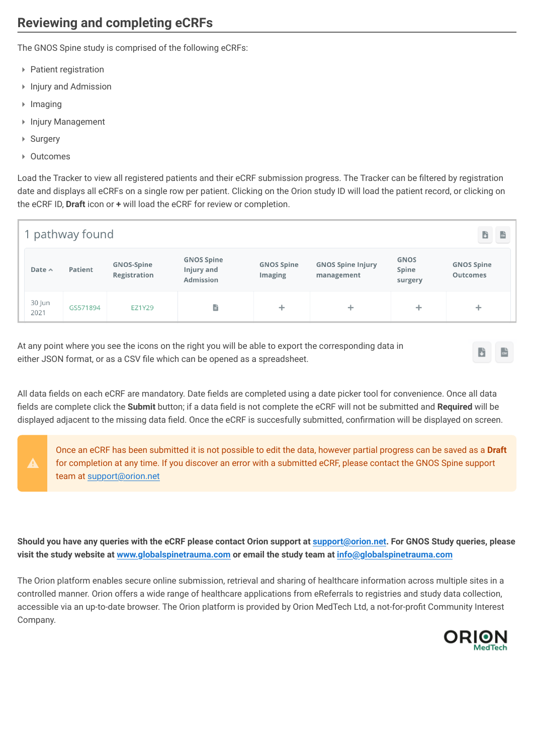## Reviewing and completing eCRFs

The GNOS Spine study is comprised of the following eCRFs:

- Patient registration
- Injury and Admission
- Imaging
- Injury Management
- Surgery
- Outcomes

Load the Tracker to view all registered patients and their eCRF submission progress. The Tracker can be filtered by registration date and displays all eCRFs on a single row per patient. Clicking on the Orion study ID will load the patient record, or clicking on the eCRF ID, **Draft** icon or **+** will load the eCRF for review or completion.

1 pathway found

| Date ^ | Patient | GNOS-Spine Registration | GNOS Spine Injury and Admission | GNOS Spine Imaging | GNOS Spine Injury management | GNOS Spine surgery | GNOS Spine Outcomes |
|---|---|---|---|---|---|---|---|
| 30 Jun 2021 | GS571894 | EZ1Y29 | | + | + | + | + |

At any point where you see the icons on the right you will be able to export the corresponding data in either JSON format, or as a CSV file which can be opened as a spreadsheet.

All data fields on each eCRF are mandatory. Date fields are completed using a date picker tool for convenience. Once all data fields are complete click the **Submit** button; if a data field is not complete the eCRF will not be submitted and **Required** will be displayed adjacent to the missing data field. Once the eCRF is succesfully submitted, confirmation will be displayed on screen.

> Once an eCRF has been submitted it is not possible to edit the data, however partial progress can be saved as a **Draft** for completion at any time. If you discover an error with a submitted eCRF, please contact the GNOS Spine support team at support@orion.net

**Should you have any queries with the eCRF please contact Orion support at support@orion.net. For GNOS Study queries, please visit the study website at www.globalspinetrauma.com or email the study team at info@globalspinetrauma.com**

The Orion platform enables secure online submission, retrieval and sharing of healthcare information across multiple sites in a controlled manner. Orion offers a wide range of healthcare applications from eReferrals to registries and study data collection, accessible via an up-to-date browser. The Orion platform is provided by Orion MedTech Ltd, a not-for-profit Community Interest Company.

ORION MedTech